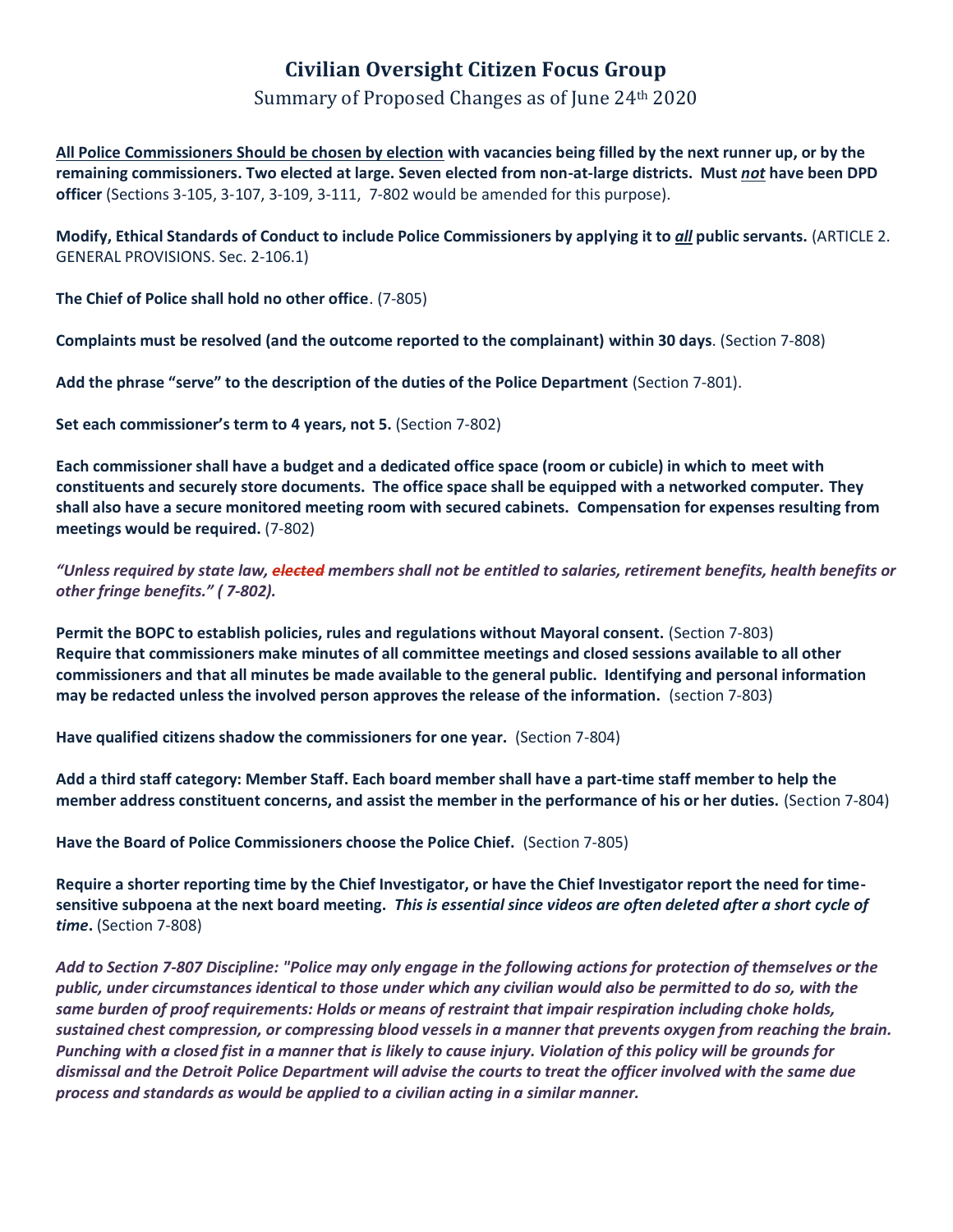# Civilian Oversight Citizen Focus Group

Summary of Proposed Changes as of June 24th 2020

**All Police Commissioners Should be chosen by election with vacancies being filled by the next runner up, or by the remaining commissioners. Two elected at large. Seven elected from non-at-large districts. Must *not* have been DPD officer** (Sections 3-105, 3-107, 3-109, 3-111, 7-802 would be amended for this purpose).

**Modify, Ethical Standards of Conduct to include Police Commissioners by applying it to *all* public servants.** (ARTICLE 2. GENERAL PROVISIONS. Sec. 2-106.1)

**The Chief of Police shall hold no other office**. (7-805)

**Complaints must be resolved (and the outcome reported to the complainant) within 30 days**. (Section 7-808)

**Add the phrase "serve" to the description of the duties of the Police Department** (Section 7-801).

**Set each commissioner's term to 4 years, not 5.** (Section 7-802)

**Each commissioner shall have a budget and a dedicated office space (room or cubicle) in which to meet with constituents and securely store documents. The office space shall be equipped with a networked computer. They shall also have a secure monitored meeting room with secured cabinets. Compensation for expenses resulting from meetings would be required.** (7-802)

***"Unless required by state law, ~~elected~~ members shall not be entitled to salaries, retirement benefits, health benefits or other fringe benefits." ( 7-802).***

**Permit the BOPC to establish policies, rules and regulations without Mayoral consent.** (Section 7-803)
**Require that commissioners make minutes of all committee meetings and closed sessions available to all other commissioners and that all minutes be made available to the general public. Identifying and personal information may be redacted unless the involved person approves the release of the information.** (section 7-803)

**Have qualified citizens shadow the commissioners for one year.** (Section 7-804)

**Add a third staff category: Member Staff. Each board member shall have a part-time staff member to help the member address constituent concerns, and assist the member in the performance of his or her duties.** (Section 7-804)

**Have the Board of Police Commissioners choose the Police Chief.** (Section 7-805)

**Require a shorter reporting time by the Chief Investigator, or have the Chief Investigator report the need for time-sensitive subpoena at the next board meeting. *This is essential since videos are often deleted after a short cycle of time*.** (Section 7-808)

***Add to Section 7-807 Discipline: "Police may only engage in the following actions for protection of themselves or the public, under circumstances identical to those under which any civilian would also be permitted to do so, with the same burden of proof requirements: Holds or means of restraint that impair respiration including choke holds, sustained chest compression, or compressing blood vessels in a manner that prevents oxygen from reaching the brain. Punching with a closed fist in a manner that is likely to cause injury. Violation of this policy will be grounds for dismissal and the Detroit Police Department will advise the courts to treat the officer involved with the same due process and standards as would be applied to a civilian acting in a similar manner.***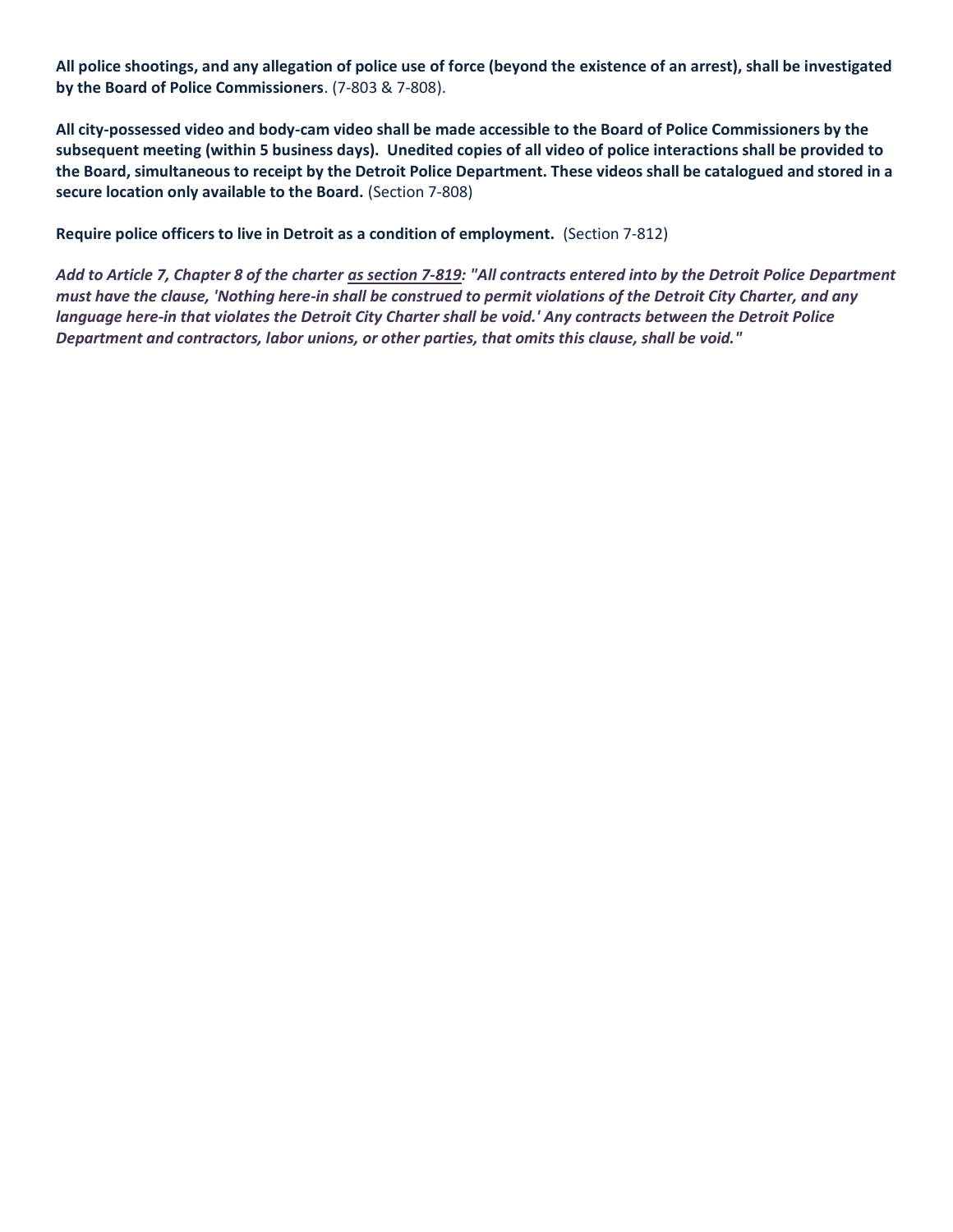**All police shootings, and any allegation of police use of force (beyond the existence of an arrest), shall be investigated by the Board of Police Commissioners**. (7-803 & 7-808).

**All city-possessed video and body-cam video shall be made accessible to the Board of Police Commissioners by the subsequent meeting (within 5 business days). Unedited copies of all video of police interactions shall be provided to the Board, simultaneous to receipt by the Detroit Police Department. These videos shall be catalogued and stored in a secure location only available to the Board.** (Section 7-808)

**Require police officers to live in Detroit as a condition of employment.** (Section 7-812)

***Add to Article 7, Chapter 8 of the charter <u>as section 7-819</u>: "All contracts entered into by the Detroit Police Department must have the clause, 'Nothing here-in shall be construed to permit violations of the Detroit City Charter, and any language here-in that violates the Detroit City Charter shall be void.' Any contracts between the Detroit Police Department and contractors, labor unions, or other parties, that omits this clause, shall be void."***